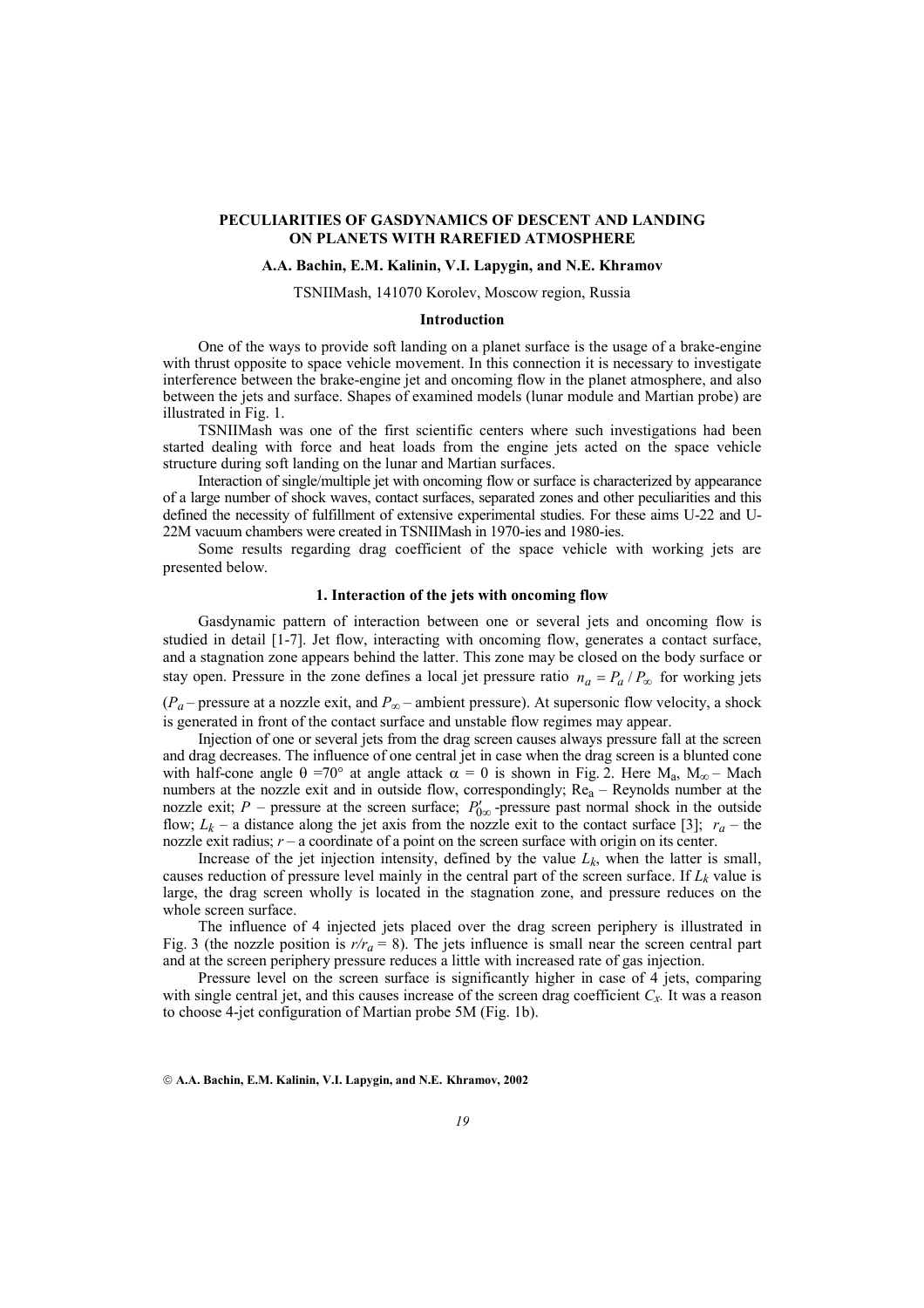# PECULIARITIES OF GASDYNAMICS OF DESCENT AND LANDING ON PLANETS WITH RAREFIED ATMOSPHERE

**A.A. Bachin, E.M. Kalinin, V.I. Lapygin, and N.E. Khramov**

TSNIIMash, 141070 Korolev, Moscow region, Russia

## Introduction

One of the ways to provide soft landing on a planet surface is the usage of a brake-engine with thrust opposite to space vehicle movement. In this connection it is necessary to investigate interference between the brake-engine jet and oncoming flow in the planet atmosphere, and also between the jets and surface. Shapes of examined models (lunar module and Martian probe) are illustrated in Fig. 1.

TSNIIMash was one of the first scientific centers where such investigations had been started dealing with force and heat loads from the engine jets acted on the space vehicle structure during soft landing on the lunar and Martian surfaces.

Interaction of single/multiple jet with oncoming flow or surface is characterized by appearance of a large number of shock waves, contact surfaces, separated zones and other peculiarities and this defined the necessity of fulfillment of extensive experimental studies. For these aims U-22 and U-22M vacuum chambers were created in TSNIIMash in 1970-ies and 1980-ies.

Some results regarding drag coefficient of the space vehicle with working jets are presented below.

## 1. Interaction of the jets with oncoming flow

Gasdynamic pattern of interaction between one or several jets and oncoming flow is studied in detail [1-7]. Jet flow, interacting with oncoming flow, generates a contact surface, and a stagnation zone appears behind the latter. This zone may be closed on the body surface or stay open. Pressure in the zone defines a local jet pressure ratio $n_a = P_a / P_\infty$ for working jets ($P_a$ – pressure at a nozzle exit, and $P_\infty$ – ambient pressure). At supersonic flow velocity, a shock is generated in front of the contact surface and unstable flow regimes may appear.

Injection of one or several jets from the drag screen causes always pressure fall at the screen and drag decreases. The influence of one central jet in case when the drag screen is a blunted cone with half-cone angle $\theta = 70°$ at angle attack $\alpha = 0$ is shown in Fig. 2. Here $M_a$, $M_\infty$ – Mach numbers at the nozzle exit and in outside flow, correspondingly; $Re_a$ – Reynolds number at the nozzle exit; $P$ – pressure at the screen surface; $P'_{0\infty}$ -pressure past normal shock in the outside flow; $L_k$ – a distance along the jet axis from the nozzle exit to the contact surface [3]; $r_a$ – the nozzle exit radius; $r$ – a coordinate of a point on the screen surface with origin on its center.

Increase of the jet injection intensity, defined by the value $L_k$, when the latter is small, causes reduction of pressure level mainly in the central part of the screen surface. If $L_k$ value is large, the drag screen wholly is located in the stagnation zone, and pressure reduces on the whole screen surface.

The influence of 4 injected jets placed over the drag screen periphery is illustrated in Fig. 3 (the nozzle position is $r/r_a = 8$). The jets influence is small near the screen central part and at the screen periphery pressure reduces a little with increased rate of gas injection.

Pressure level on the screen surface is significantly higher in case of 4 jets, comparing with single central jet, and this causes increase of the screen drag coefficient $C_x$. It was a reason to choose 4-jet configuration of Martian probe 5M (Fig. 1b).

© A.A. Bachin, E.M. Kalinin, V.I. Lapygin, and N.E. Khramov, 2002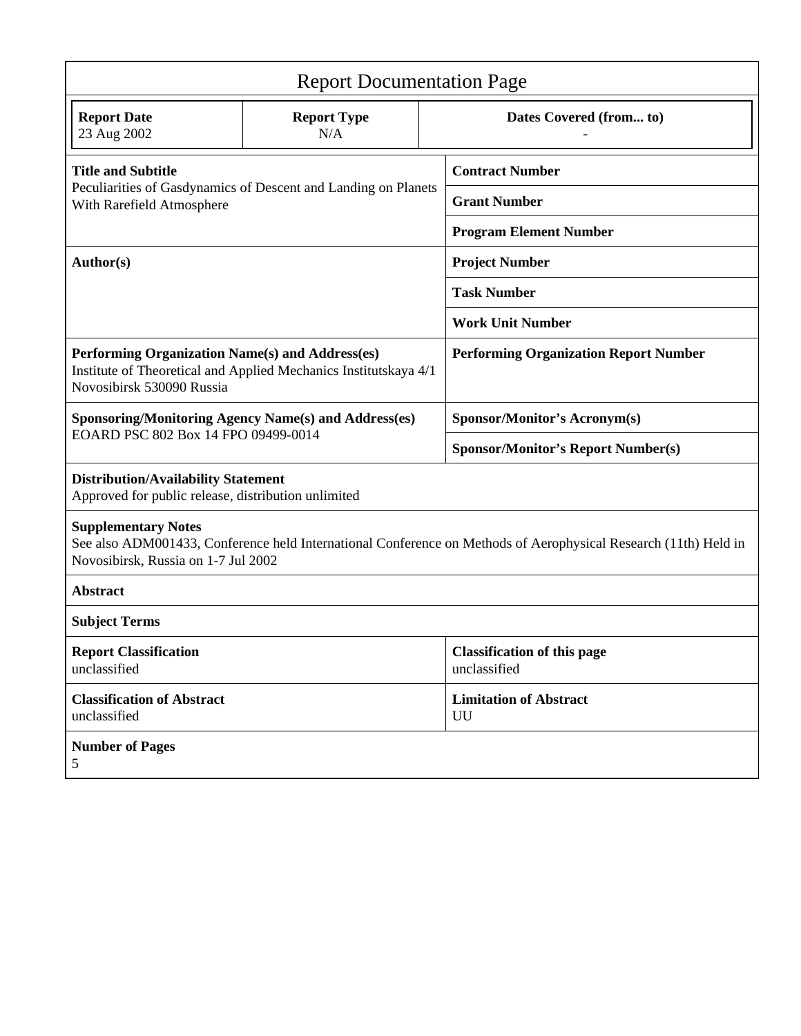# Report Documentation Page

| Report Date | Report Type | Dates Covered (from... to) |
|---|---|---|
| 23 Aug 2002 | N/A | - |

| | |
|---|---|
| **Title and Subtitle**<br>Peculiarities of Gasdynamics of Descent and Landing on Planets With Rarefield Atmosphere | **Contract Number** |
| | **Grant Number** |
| | **Program Element Number** |
| **Author(s)** | **Project Number** |
| | **Task Number** |
| | **Work Unit Number** |
| **Performing Organization Name(s) and Address(es)**<br>Institute of Theoretical and Applied Mechanics Institutskaya 4/1 Novosibirsk 530090 Russia | **Performing Organization Report Number** |
| **Sponsoring/Monitoring Agency Name(s) and Address(es)**<br>EOARD PSC 802 Box 14 FPO 09499-0014 | **Sponsor/Monitor's Acronym(s)** |
| | **Sponsor/Monitor's Report Number(s)** |

**Distribution/Availability Statement**
Approved for public release, distribution unlimited

**Supplementary Notes**
See also ADM001433, Conference held International Conference on Methods of Aerophysical Research (11th) Held in Novosibirsk, Russia on 1-7 Jul 2002

**Abstract**

**Subject Terms**

| | |
|---|---|
| **Report Classification**<br>unclassified | **Classification of this page**<br>unclassified |
| **Classification of Abstract**<br>unclassified | **Limitation of Abstract**<br>UU |

**Number of Pages**
5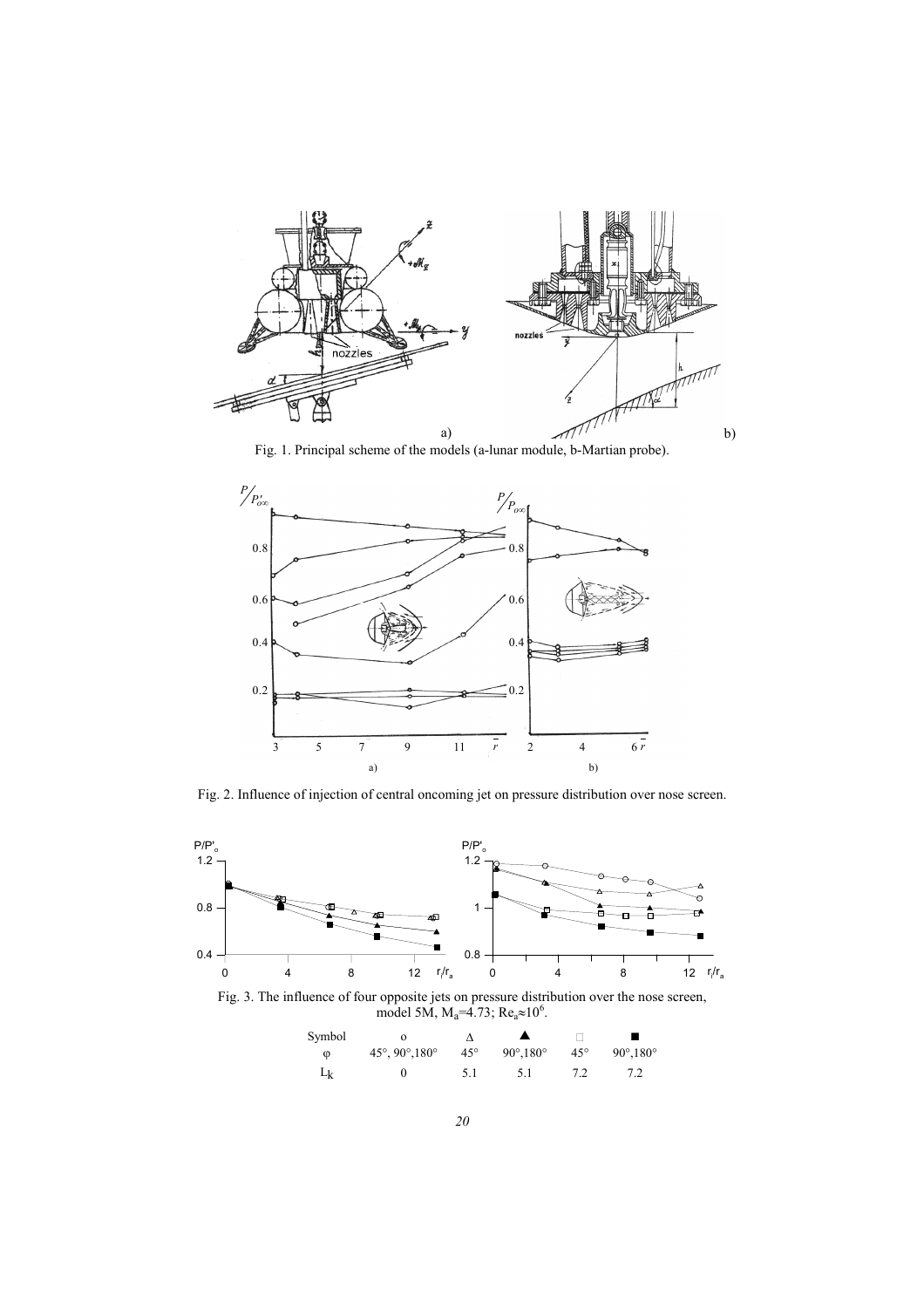Fig. 1. Principal scheme of the models (a-lunar module, b-Martian probe).

Fig. 2. Influence of injection of central oncoming jet on pressure distribution over nose screen.

Fig. 3. The influence of four opposite jets on pressure distribution over the nose screen, model 5M, $M_a$=4.73; $Re_a \approx 10^6$.

| Symbol | o | Δ | ▲ | □ | ■ |
|---|---|---|---|---|---|
| φ | 45°, 90°,180° | 45° | 90°,180° | 45° | 90°,180° |
| $L_k$ | 0 | 5.1 | 5.1 | 7.2 | 7.2 |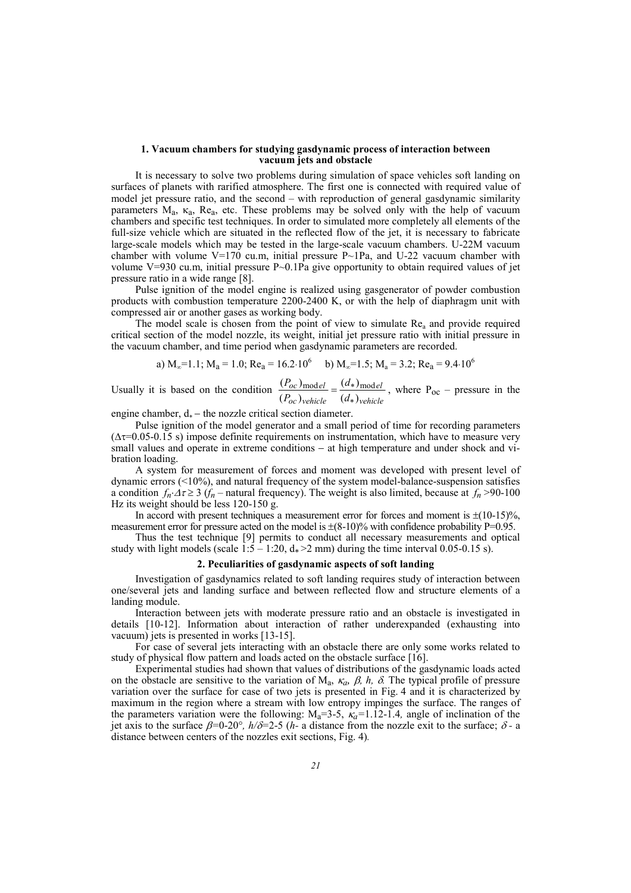## 1. Vacuum chambers for studying gasdynamic process of interaction between vacuum jets and obstacle

It is necessary to solve two problems during simulation of space vehicles soft landing on surfaces of planets with rarified atmosphere. The first one is connected with required value of model jet pressure ratio, and the second – with reproduction of general gasdynamic similarity parameters $M_a$, $\kappa_a$, $Re_a$, etc. These problems may be solved only with the help of vacuum chambers and specific test techniques. In order to simulated more completely all elements of the full-size vehicle which are situated in the reflected flow of the jet, it is necessary to fabricate large-scale models which may be tested in the large-scale vacuum chambers. U-22M vacuum chamber with volume V=170 cu.m, initial pressure P~1Pa, and U-22 vacuum chamber with volume V=930 cu.m, initial pressure P~0.1Pa give opportunity to obtain required values of jet pressure ratio in a wide range [8].

Pulse ignition of the model engine is realized using gasgenerator of powder combustion products with combustion temperature 2200-2400 K, or with the help of diaphragm unit with compressed air or another gases as working body.

The model scale is chosen from the point of view to simulate $Re_a$ and provide required critical section of the model nozzle, its weight, initial jet pressure ratio with initial pressure in the vacuum chamber, and time period when gasdynamic parameters are recorded.

a) $M_\infty$=1.1; $M_a$ = 1.0; $Re_a = 16.2 \cdot 10^6$ b) $M_\infty$=1.5; $M_a$ = 3.2; $Re_a = 9.4 \cdot 10^6$

Usually it is based on the condition $\frac{(P_{oc})_{model}}{(P_{oc})_{vehicle}} = \frac{(d_*)_{model}}{(d_*)_{vehicle}}$, where $P_{oc}$ – pressure in the engine chamber, $d_*$ – the nozzle critical section diameter.

Pulse ignition of the model generator and a small period of time for recording parameters ($\Delta\tau$=0.05-0.15 s) impose definite requirements on instrumentation, which have to measure very small values and operate in extreme conditions – at high temperature and under shock and vibration loading.

A system for measurement of forces and moment was developed with present level of dynamic errors (<10%), and natural frequency of the system model-balance-suspension satisfies a condition $f_n \cdot \Delta\tau \geq 3$ ($f_n$ – natural frequency). The weight is also limited, because at $f_n$ >90-100 Hz its weight should be less 120-150 g.

In accord with present techniques a measurement error for forces and moment is ±(10-15)%, measurement error for pressure acted on the model is ±(8-10)% with confidence probability P=0.95.

Thus the test technique [9] permits to conduct all necessary measurements and optical study with light models (scale 1:5 – 1:20, $d_*$ >2 mm) during the time interval 0.05-0.15 s).

## 2. Peculiarities of gasdynamic aspects of soft landing

Investigation of gasdynamics related to soft landing requires study of interaction between one/several jets and landing surface and between reflected flow and structure elements of a landing module.

Interaction between jets with moderate pressure ratio and an obstacle is investigated in details [10-12]. Information about interaction of rather underexpanded (exhausting into vacuum) jets is presented in works [13-15].

For case of several jets interacting with an obstacle there are only some works related to study of physical flow pattern and loads acted on the obstacle surface [16].

Experimental studies had shown that values of distributions of the gasdynamic loads acted on the obstacle are sensitive to the variation of $M_a$, $\kappa_a$, $\beta$, $h$, $\delta$. The typical profile of pressure variation over the surface for case of two jets is presented in Fig. 4 and it is characterized by maximum in the region where a stream with low entropy impinges the surface. The ranges of the parameters variation were the following: $M_a$=3-5, $\kappa_a$=1.12-1.4, angle of inclination of the jet axis to the surface $\beta$=0-20°, $h/\delta$=2-5 ($h$- a distance from the nozzle exit to the surface; $\delta$ - a distance between centers of the nozzles exit sections, Fig. 4).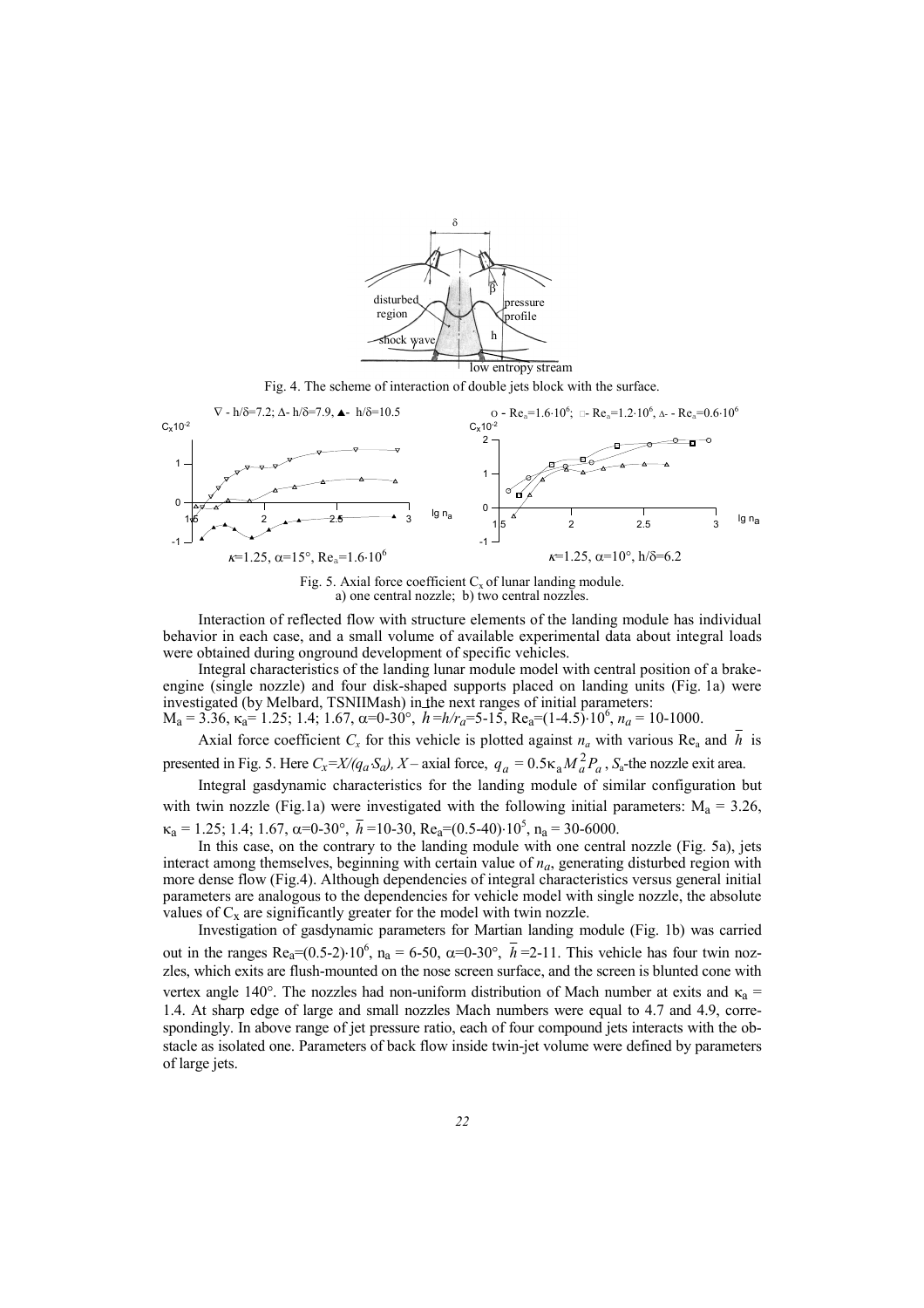Fig. 4. The scheme of interaction of double jets block with the surface.

Fig. 5. Axial force coefficient $C_x$ of lunar landing module.
a) one central nozzle; b) two central nozzles.

Interaction of reflected flow with structure elements of the landing module has individual behavior in each case, and a small volume of available experimental data about integral loads were obtained during onground development of specific vehicles.

Integral characteristics of the landing lunar module model with central position of a brake-engine (single nozzle) and four disk-shaped supports placed on landing units (Fig. 1a) were investigated (by Melbard, TSNIIMash) in the next ranges of initial parameters:
$M_a = 3.36$, $\kappa_a = 1.25; 1.4; 1.67$, $\alpha=0\text{-}30°$, $\bar{h}=h/r_a=5\text{-}15$, $Re_a=(1\text{-}4.5)\cdot10^6$, $n_a = 10\text{-}1000$.

Axial force coefficient $C_x$ for this vehicle is plotted against $n_a$ with various $Re_a$ and $\bar{h}$ is presented in Fig. 5. Here $C_x=X/(q_a S_a)$, $X$ – axial force, $q_a = 0.5\kappa_a M_a^2 P_a$, $S_a$-the nozzle exit area.

Integral gasdynamic characteristics for the landing module of similar configuration but with twin nozzle (Fig.1a) were investigated with the following initial parameters: $M_a = 3.26$, $\kappa_a = 1.25; 1.4; 1.67$, $\alpha=0\text{-}30°$, $\bar{h}=10\text{-}30$, $Re_a=(0.5\text{-}40)\cdot10^5$, $n_a = 30\text{-}6000$.

In this case, on the contrary to the landing module with one central nozzle (Fig. 5a), jets interact among themselves, beginning with certain value of $n_a$, generating disturbed region with more dense flow (Fig.4). Although dependencies of integral characteristics versus general initial parameters are analogous to the dependencies for vehicle model with single nozzle, the absolute values of $C_x$ are significantly greater for the model with twin nozzle.

Investigation of gasdynamic parameters for Martian landing module (Fig. 1b) was carried out in the ranges $Re_a=(0.5\text{-}2)\cdot10^6$, $n_a = 6\text{-}50$, $\alpha=0\text{-}30°$, $\bar{h}=2\text{-}11$. This vehicle has four twin nozzles, which exits are flush-mounted on the nose screen surface, and the screen is blunted cone with vertex angle 140°. The nozzles had non-uniform distribution of Mach number at exits and $\kappa_a = 1.4$. At sharp edge of large and small nozzles Mach numbers were equal to 4.7 and 4.9, correspondingly. In above range of jet pressure ratio, each of four compound jets interacts with the obstacle as isolated one. Parameters of back flow inside twin-jet volume were defined by parameters of large jets.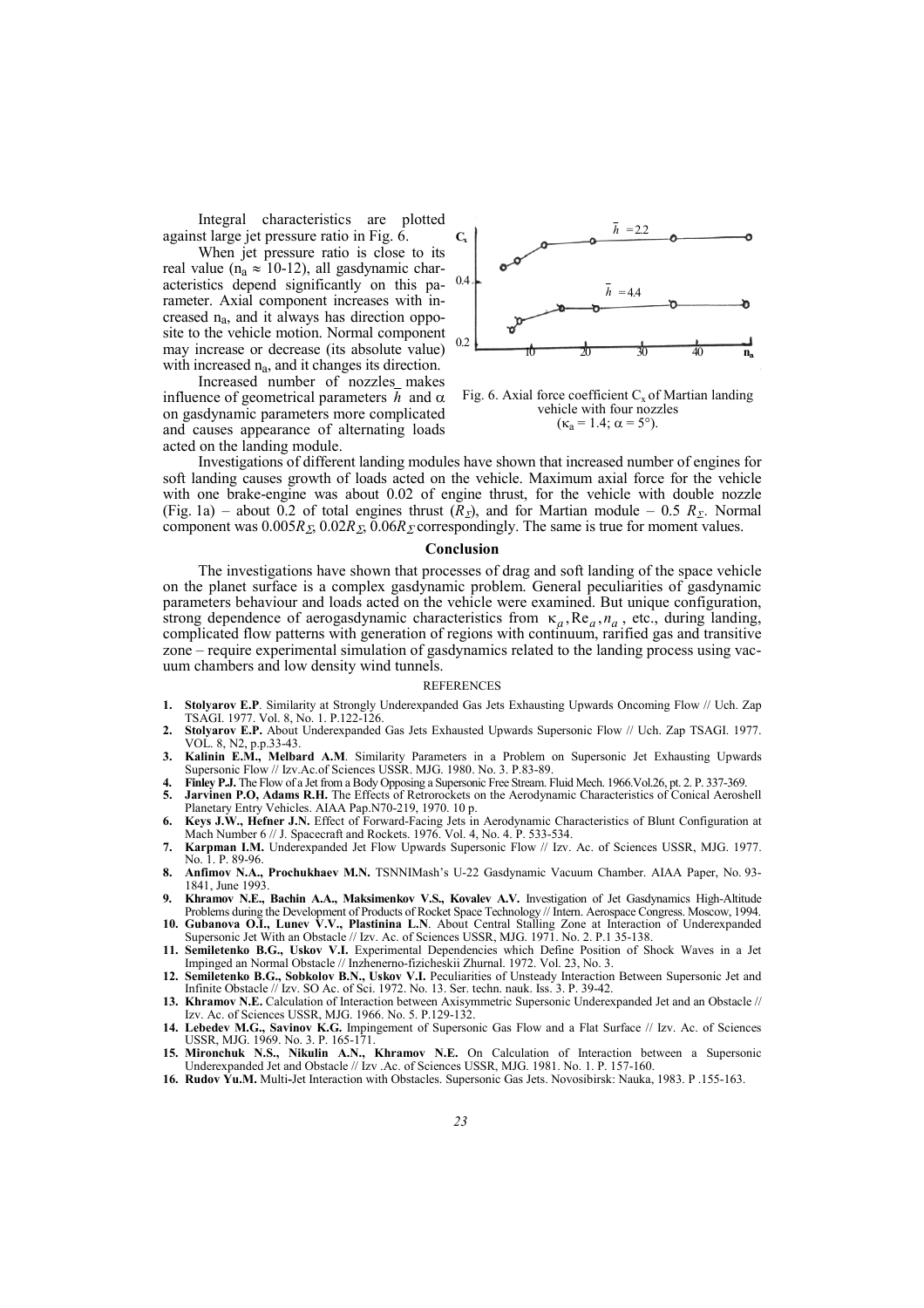Integral characteristics are plotted against large jet pressure ratio in Fig. 6.

When jet pressure ratio is close to its real value ($n_a \approx 10$-$12$), all gasdynamic characteristics depend significantly on this parameter. Axial component increases with increased $n_a$, and it always has direction opposite to the vehicle motion. Normal component may increase or decrease (its absolute value) with increased $n_a$, and it changes its direction.

Increased number of nozzles makes influence of geometrical parameters $\bar{h}$ and $\alpha$ on gasdynamic parameters more complicated and causes appearance of alternating loads acted on the landing module.

$C_x$

$\bar{h} = 2.2$

$\bar{h} = 4.4$

0.4

0.2

10 20 30 40 $n_a$

Fig. 6. Axial force coefficient $C_x$ of Martian landing vehicle with four nozzles ($\kappa_a = 1.4$; $\alpha = 5°$).

Investigations of different landing modules have shown that increased number of engines for soft landing causes growth of loads acted on the vehicle. Maximum axial force for the vehicle with one brake-engine was about 0.02 of engine thrust, for the vehicle with double nozzle (Fig. 1a) – about 0.2 of total engines thrust ($R_\Sigma$), and for Martian module – 0.5 $R_\Sigma$. Normal component was $0.005R_\Sigma$, $0.02R_\Sigma$, $0.06R_\Sigma$ correspondingly. The same is true for moment values.

## Conclusion

The investigations have shown that processes of drag and soft landing of the space vehicle on the planet surface is a complex gasdynamic problem. General peculiarities of gasdynamic parameters behaviour and loads acted on the vehicle were examined. But unique configuration, strong dependence of aerogasdynamic characteristics from $\kappa_a, \mathrm{Re}_a, n_a$, etc., during landing, complicated flow patterns with generation of regions with continuum, rarified gas and transitive zone – require experimental simulation of gasdynamics related to the landing process using vacuum chambers and low density wind tunnels.

### REFERENCES

1. **Stolyarov E.P**. Similarity at Strongly Underexpanded Gas Jets Exhausting Upwards Oncoming Flow // Uch. Zap TSAGI. 1977. Vol. 8, No. 1. P.122-126.
2. **Stolyarov E.P.** About Underexpanded Gas Jets Exhausted Upwards Supersonic Flow // Uch. Zap TSAGI. 1977. VOL. 8, N2, p.p.33-43.
3. **Kalinin E.M., Melbard A.M**. Similarity Parameters in a Problem on Supersonic Jet Exhausting Upwards Supersonic Flow // Izv.Ac.of Sciences USSR. MJG. 1980. No. 3. P.83-89.
4. **Finley P.J.** The Flow of a Jet from a Body Opposing a Supersonic Free Stream. Fluid Mech. 1966.Vol.26, pt. 2. P. 337-369.
5. **Jarvinen P.O, Adams R.H.** The Effects of Retrorockets on the Aerodynamic Characteristics of Conical Aeroshell Planetary Entry Vehicles. AIAA Pap.N70-219, 1970. 10 p.
6. **Keys J.W., Hefner J.N.** Effect of Forward-Facing Jets in Aerodynamic Characteristics of Blunt Configuration at Mach Number 6 // J. Spacecraft and Rockets. 1976. Vol. 4, No. 4. P. 533-534.
7. **Karpman I.M.** Underexpanded Jet Flow Upwards Supersonic Flow // Izv. Ac. of Sciences USSR, MJG. 1977. No. 1. P. 89-96.
8. **Anfimov N.A., Prochukhaev M.N.** TSNNIMash's U-22 Gasdynamic Vacuum Chamber. AIAA Paper, No. 93-1841, June 1993.
9. **Khramov N.E., Bachin A.A., Maksimenkov V.S., Kovalev A.V.** Investigation of Jet Gasdynamics High-Altitude Problems during the Development of Products of Rocket Space Technology // Intern. Aerospace Congress. Moscow, 1994.
10. **Gubanova O.I., Lunev V.V., Plastinina L.N**. About Central Stalling Zone at Interaction of Underexpanded Supersonic Jet With an Obstacle // Izv. Ac. of Sciences USSR, MJG. 1971. No. 2. P.1 35-138.
11. **Semiletenko B.G., Uskov V.I.** Experimental Dependencies which Define Position of Shock Waves in a Jet Impinged an Normal Obstacle // Inzhenerno-fizicheskii Zhurnal. 1972. Vol. 23, No. 3.
12. **Semiletenko B.G., Sobkolov B.N., Uskov V.I.** Peculiarities of Unsteady Interaction Between Supersonic Jet and Infinite Obstacle // Izv. SO Ac. of Sci. 1972. No. 13. Ser. techn. nauk. Iss. 3. P. 39-42.
13. **Khramov N.E.** Calculation of Interaction between Axisymmetric Supersonic Underexpanded Jet and an Obstacle // Izv. Ac. of Sciences USSR, MJG. 1966. No. 5. P.129-132.
14. **Lebedev M.G., Savinov K.G.** Impingement of Supersonic Gas Flow and a Flat Surface // Izv. Ac. of Sciences USSR, MJG. 1969. No. 3. P. 165-171.
15. **Mironchuk N.S., Nikulin A.N., Khramov N.E.** On Calculation of Interaction between a Supersonic Underexpanded Jet and Obstacle // Izv .Ac. of Sciences USSR, MJG. 1981. No. 1. P. 157-160.
16. **Rudov Yu.M.** Multi-Jet Interaction with Obstacles. Supersonic Gas Jets. Novosibirsk: Nauka, 1983. P .155-163.